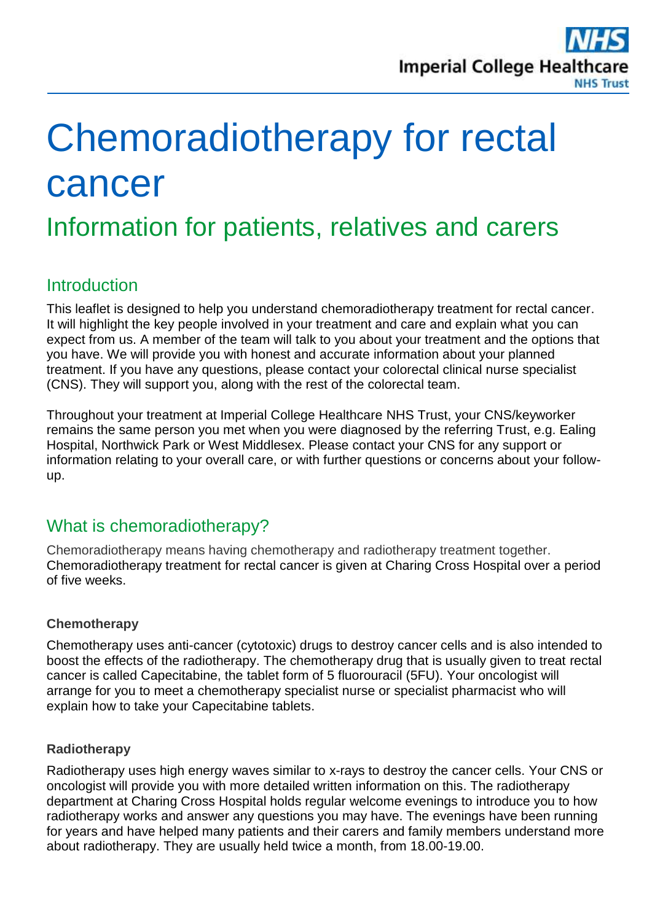# Chemoradiotherapy for rectal cancer

## Information for patients, relatives and carers

### Introduction

This leaflet is designed to help you understand chemoradiotherapy treatment for rectal cancer. It will highlight the key people involved in your treatment and care and explain what you can expect from us. A member of the team will talk to you about your treatment and the options that you have. We will provide you with honest and accurate information about your planned treatment. If you have any questions, please contact your colorectal clinical nurse specialist (CNS). They will support you, along with the rest of the colorectal team.

Throughout your treatment at Imperial College Healthcare NHS Trust, your CNS/keyworker remains the same person you met when you were diagnosed by the referring Trust, e.g. Ealing Hospital, Northwick Park or West Middlesex. Please contact your CNS for any support or information relating to your overall care, or with further questions or concerns about your follow-up.

### What is chemoradiotherapy?

Chemoradiotherapy means having chemotherapy and radiotherapy treatment together. Chemoradiotherapy treatment for rectal cancer is given at Charing Cross Hospital over a period of five weeks.

#### Chemotherapy

Chemotherapy uses anti-cancer (cytotoxic) drugs to destroy cancer cells and is also intended to boost the effects of the radiotherapy. The chemotherapy drug that is usually given to treat rectal cancer is called Capecitabine, the tablet form of 5 fluorouracil (5FU). Your oncologist will arrange for you to meet a chemotherapy specialist nurse or specialist pharmacist who will explain how to take your Capecitabine tablets.

#### Radiotherapy

Radiotherapy uses high energy waves similar to x-rays to destroy the cancer cells. Your CNS or oncologist will provide you with more detailed written information on this. The radiotherapy department at Charing Cross Hospital holds regular welcome evenings to introduce you to how radiotherapy works and answer any questions you may have. The evenings have been running for years and have helped many patients and their carers and family members understand more about radiotherapy. They are usually held twice a month, from 18.00-19.00.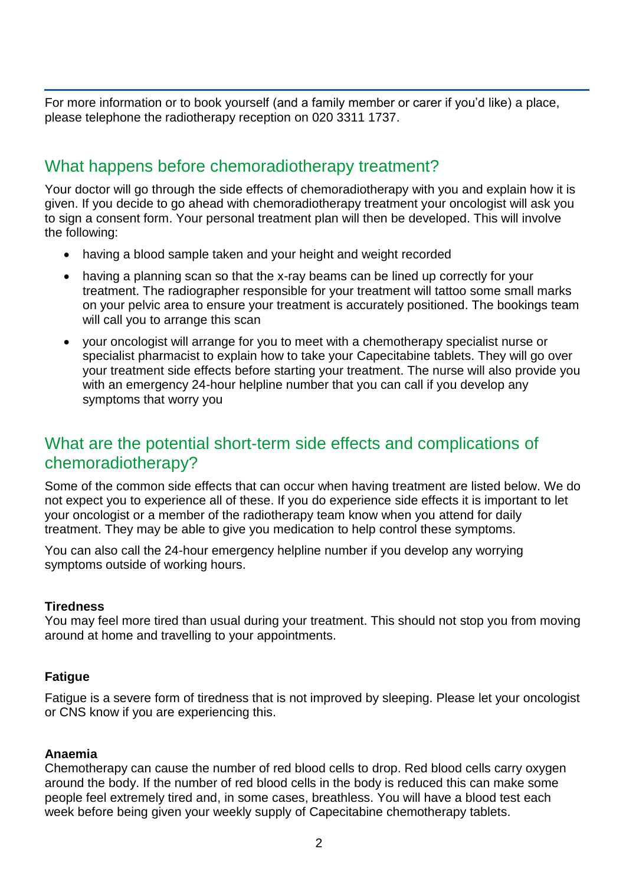For more information or to book yourself (and a family member or carer if you'd like) a place, please telephone the radiotherapy reception on 020 3311 1737.

## What happens before chemoradiotherapy treatment?

Your doctor will go through the side effects of chemoradiotherapy with you and explain how it is given. If you decide to go ahead with chemoradiotherapy treatment your oncologist will ask you to sign a consent form. Your personal treatment plan will then be developed. This will involve the following:

- having a blood sample taken and your height and weight recorded
- having a planning scan so that the x-ray beams can be lined up correctly for your treatment. The radiographer responsible for your treatment will tattoo some small marks on your pelvic area to ensure your treatment is accurately positioned. The bookings team will call you to arrange this scan
- your oncologist will arrange for you to meet with a chemotherapy specialist nurse or specialist pharmacist to explain how to take your Capecitabine tablets. They will go over your treatment side effects before starting your treatment. The nurse will also provide you with an emergency 24-hour helpline number that you can call if you develop any symptoms that worry you

## What are the potential short-term side effects and complications of chemoradiotherapy?

Some of the common side effects that can occur when having treatment are listed below. We do not expect you to experience all of these. If you do experience side effects it is important to let your oncologist or a member of the radiotherapy team know when you attend for daily treatment. They may be able to give you medication to help control these symptoms.

You can also call the 24-hour emergency helpline number if you develop any worrying symptoms outside of working hours.

**Tiredness**
You may feel more tired than usual during your treatment. This should not stop you from moving around at home and travelling to your appointments.

**Fatigue**

Fatigue is a severe form of tiredness that is not improved by sleeping. Please let your oncologist or CNS know if you are experiencing this.

**Anaemia**
Chemotherapy can cause the number of red blood cells to drop. Red blood cells carry oxygen around the body. If the number of red blood cells in the body is reduced this can make some people feel extremely tired and, in some cases, breathless. You will have a blood test each week before being given your weekly supply of Capecitabine chemotherapy tablets.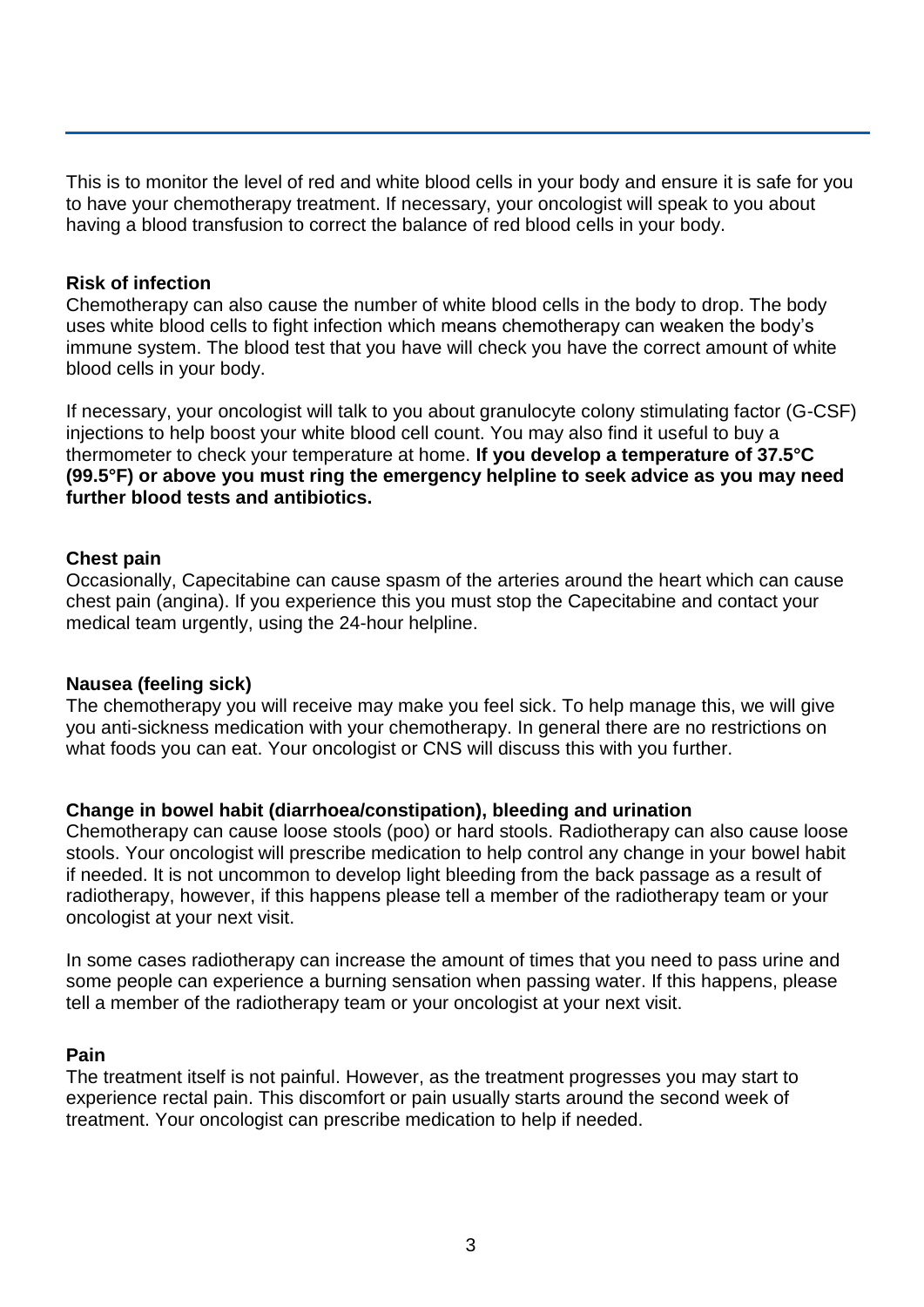This is to monitor the level of red and white blood cells in your body and ensure it is safe for you to have your chemotherapy treatment. If necessary, your oncologist will speak to you about having a blood transfusion to correct the balance of red blood cells in your body.

**Risk of infection**

Chemotherapy can also cause the number of white blood cells in the body to drop. The body uses white blood cells to fight infection which means chemotherapy can weaken the body's immune system. The blood test that you have will check you have the correct amount of white blood cells in your body.

If necessary, your oncologist will talk to you about granulocyte colony stimulating factor (G-CSF) injections to help boost your white blood cell count. You may also find it useful to buy a thermometer to check your temperature at home. **If you develop a temperature of 37.5°C (99.5°F) or above you must ring the emergency helpline to seek advice as you may need further blood tests and antibiotics.**

**Chest pain**

Occasionally, Capecitabine can cause spasm of the arteries around the heart which can cause chest pain (angina). If you experience this you must stop the Capecitabine and contact your medical team urgently, using the 24-hour helpline.

**Nausea (feeling sick)**

The chemotherapy you will receive may make you feel sick. To help manage this, we will give you anti-sickness medication with your chemotherapy. In general there are no restrictions on what foods you can eat. Your oncologist or CNS will discuss this with you further.

**Change in bowel habit (diarrhoea/constipation), bleeding and urination**

Chemotherapy can cause loose stools (poo) or hard stools. Radiotherapy can also cause loose stools. Your oncologist will prescribe medication to help control any change in your bowel habit if needed. It is not uncommon to develop light bleeding from the back passage as a result of radiotherapy, however, if this happens please tell a member of the radiotherapy team or your oncologist at your next visit.

In some cases radiotherapy can increase the amount of times that you need to pass urine and some people can experience a burning sensation when passing water. If this happens, please tell a member of the radiotherapy team or your oncologist at your next visit.

**Pain**

The treatment itself is not painful. However, as the treatment progresses you may start to experience rectal pain. This discomfort or pain usually starts around the second week of treatment. Your oncologist can prescribe medication to help if needed.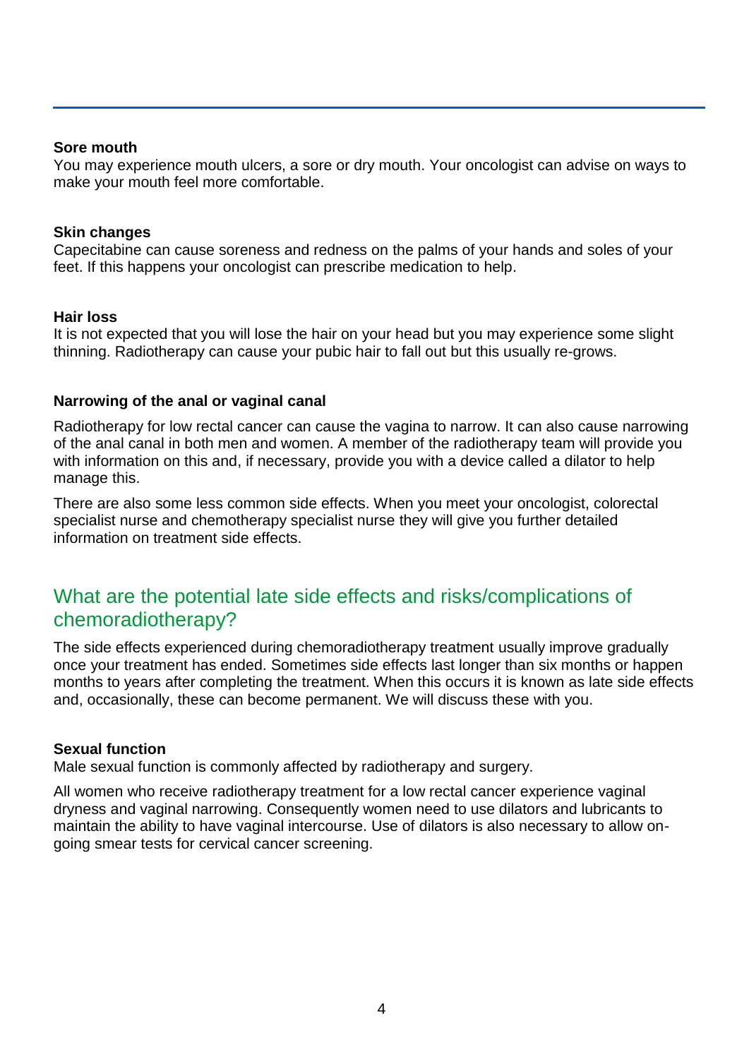### Sore mouth

You may experience mouth ulcers, a sore or dry mouth. Your oncologist can advise on ways to make your mouth feel more comfortable.

### Skin changes

Capecitabine can cause soreness and redness on the palms of your hands and soles of your feet. If this happens your oncologist can prescribe medication to help.

### Hair loss

It is not expected that you will lose the hair on your head but you may experience some slight thinning. Radiotherapy can cause your pubic hair to fall out but this usually re-grows.

### Narrowing of the anal or vaginal canal

Radiotherapy for low rectal cancer can cause the vagina to narrow. It can also cause narrowing of the anal canal in both men and women. A member of the radiotherapy team will provide you with information on this and, if necessary, provide you with a device called a dilator to help manage this.

There are also some less common side effects. When you meet your oncologist, colorectal specialist nurse and chemotherapy specialist nurse they will give you further detailed information on treatment side effects.

## What are the potential late side effects and risks/complications of chemoradiotherapy?

The side effects experienced during chemoradiotherapy treatment usually improve gradually once your treatment has ended. Sometimes side effects last longer than six months or happen months to years after completing the treatment. When this occurs it is known as late side effects and, occasionally, these can become permanent. We will discuss these with you.

### Sexual function

Male sexual function is commonly affected by radiotherapy and surgery.

All women who receive radiotherapy treatment for a low rectal cancer experience vaginal dryness and vaginal narrowing. Consequently women need to use dilators and lubricants to maintain the ability to have vaginal intercourse. Use of dilators is also necessary to allow on-going smear tests for cervical cancer screening.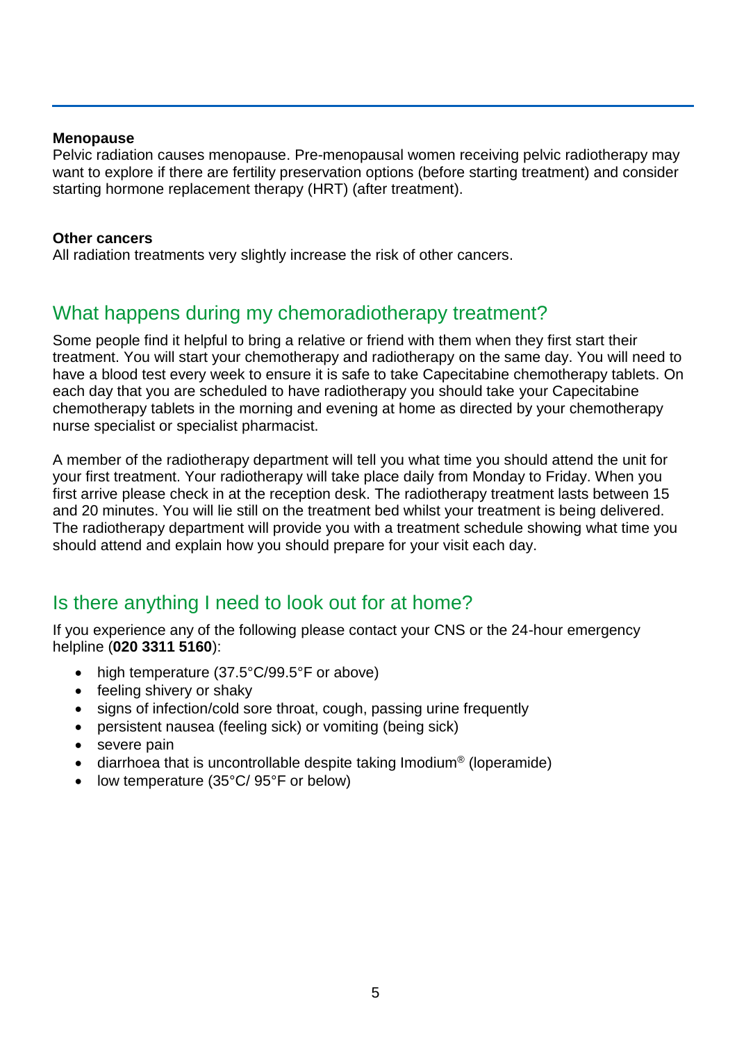**Menopause**

Pelvic radiation causes menopause. Pre-menopausal women receiving pelvic radiotherapy may want to explore if there are fertility preservation options (before starting treatment) and consider starting hormone replacement therapy (HRT) (after treatment).

**Other cancers**

All radiation treatments very slightly increase the risk of other cancers.

## What happens during my chemoradiotherapy treatment?

Some people find it helpful to bring a relative or friend with them when they first start their treatment. You will start your chemotherapy and radiotherapy on the same day. You will need to have a blood test every week to ensure it is safe to take Capecitabine chemotherapy tablets. On each day that you are scheduled to have radiotherapy you should take your Capecitabine chemotherapy tablets in the morning and evening at home as directed by your chemotherapy nurse specialist or specialist pharmacist.

A member of the radiotherapy department will tell you what time you should attend the unit for your first treatment. Your radiotherapy will take place daily from Monday to Friday. When you first arrive please check in at the reception desk. The radiotherapy treatment lasts between 15 and 20 minutes. You will lie still on the treatment bed whilst your treatment is being delivered. The radiotherapy department will provide you with a treatment schedule showing what time you should attend and explain how you should prepare for your visit each day.

## Is there anything I need to look out for at home?

If you experience any of the following please contact your CNS or the 24-hour emergency helpline (**020 3311 5160**):

- high temperature (37.5°C/99.5°F or above)
- feeling shivery or shaky
- signs of infection/cold sore throat, cough, passing urine frequently
- persistent nausea (feeling sick) or vomiting (being sick)
- severe pain
- diarrhoea that is uncontrollable despite taking Imodium® (loperamide)
- low temperature (35°C/ 95°F or below)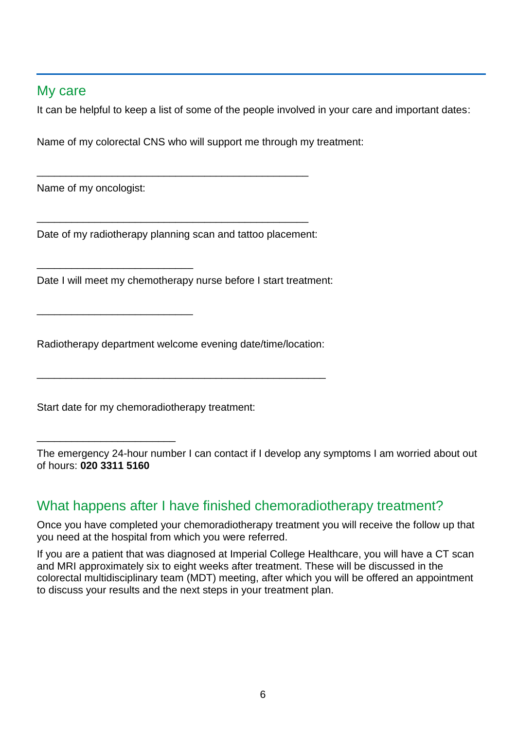## My care

It can be helpful to keep a list of some of the people involved in your care and important dates:

Name of my colorectal CNS who will support me through my treatment:

_______________________________________________

Name of my oncologist:

_______________________________________________

Date of my radiotherapy planning scan and tattoo placement:

___________________________

Date I will meet my chemotherapy nurse before I start treatment:

___________________________

Radiotherapy department welcome evening date/time/location:

__________________________________________________

Start date for my chemoradiotherapy treatment:

________________________

The emergency 24-hour number I can contact if I develop any symptoms I am worried about out of hours: **020 3311 5160**

## What happens after I have finished chemoradiotherapy treatment?

Once you have completed your chemoradiotherapy treatment you will receive the follow up that you need at the hospital from which you were referred.

If you are a patient that was diagnosed at Imperial College Healthcare, you will have a CT scan and MRI approximately six to eight weeks after treatment. These will be discussed in the colorectal multidisciplinary team (MDT) meeting, after which you will be offered an appointment to discuss your results and the next steps in your treatment plan.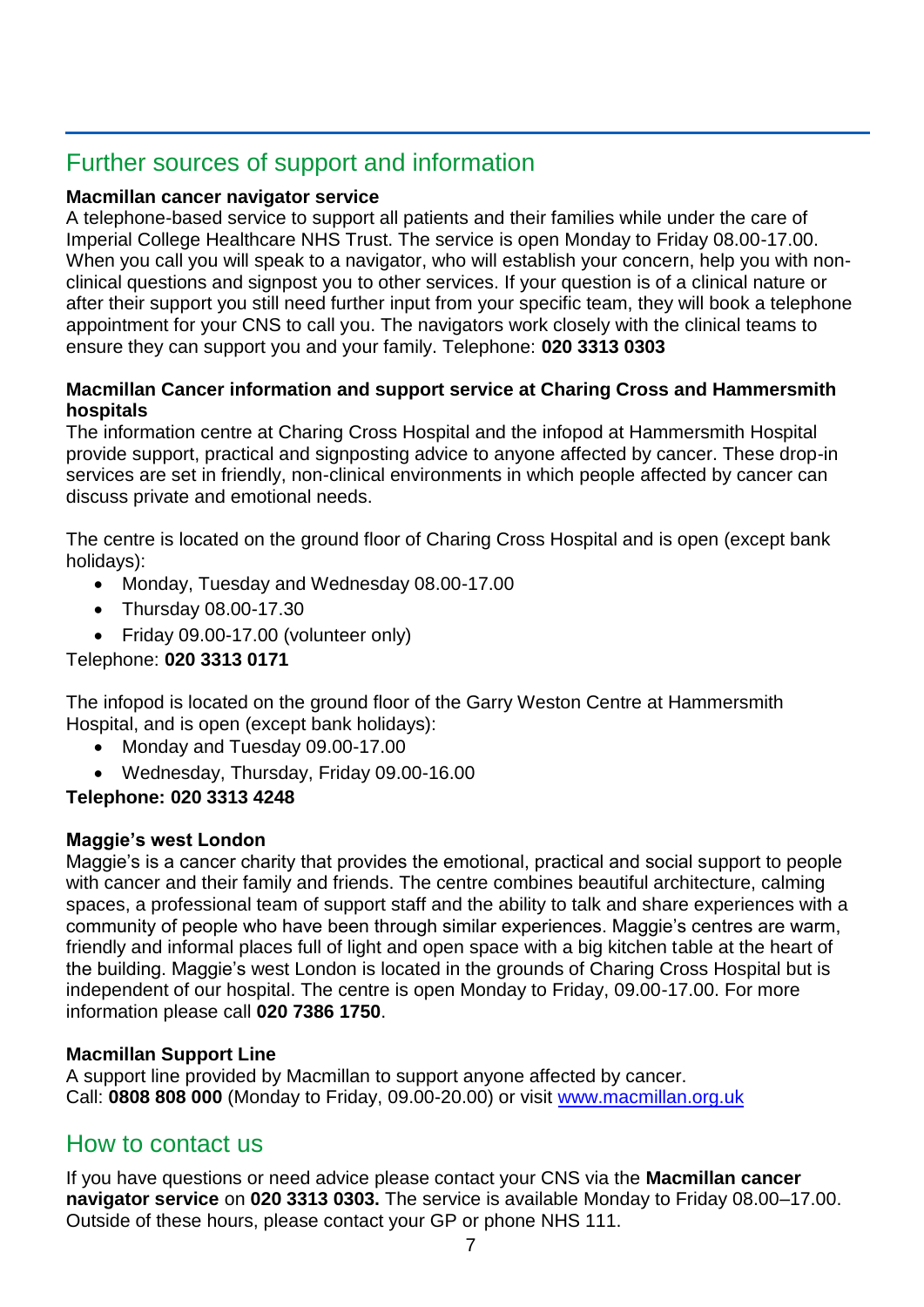## Further sources of support and information

**Macmillan cancer navigator service**
A telephone-based service to support all patients and their families while under the care of Imperial College Healthcare NHS Trust. The service is open Monday to Friday 08.00-17.00. When you call you will speak to a navigator, who will establish your concern, help you with non-clinical questions and signpost you to other services. If your question is of a clinical nature or after their support you still need further input from your specific team, they will book a telephone appointment for your CNS to call you. The navigators work closely with the clinical teams to ensure they can support you and your family. Telephone: **020 3313 0303**

**Macmillan Cancer information and support service at Charing Cross and Hammersmith hospitals**
The information centre at Charing Cross Hospital and the infopod at Hammersmith Hospital provide support, practical and signposting advice to anyone affected by cancer. These drop-in services are set in friendly, non-clinical environments in which people affected by cancer can discuss private and emotional needs.

The centre is located on the ground floor of Charing Cross Hospital and is open (except bank holidays):

- Monday, Tuesday and Wednesday 08.00-17.00
- Thursday 08.00-17.30
- Friday 09.00-17.00 (volunteer only)

Telephone: **020 3313 0171**

The infopod is located on the ground floor of the Garry Weston Centre at Hammersmith Hospital, and is open (except bank holidays):

- Monday and Tuesday 09.00-17.00
- Wednesday, Thursday, Friday 09.00-16.00

**Telephone: 020 3313 4248**

**Maggie's west London**
Maggie's is a cancer charity that provides the emotional, practical and social support to people with cancer and their family and friends. The centre combines beautiful architecture, calming spaces, a professional team of support staff and the ability to talk and share experiences with a community of people who have been through similar experiences. Maggie's centres are warm, friendly and informal places full of light and open space with a big kitchen table at the heart of the building. Maggie's west London is located in the grounds of Charing Cross Hospital but is independent of our hospital. The centre is open Monday to Friday, 09.00-17.00. For more information please call **020 7386 1750**.

**Macmillan Support Line**
A support line provided by Macmillan to support anyone affected by cancer.
Call: **0808 808 000** (Monday to Friday, 09.00-20.00) or visit www.macmillan.org.uk

## How to contact us

If you have questions or need advice please contact your CNS via the **Macmillan cancer navigator service** on **020 3313 0303.** The service is available Monday to Friday 08.00–17.00. Outside of these hours, please contact your GP or phone NHS 111.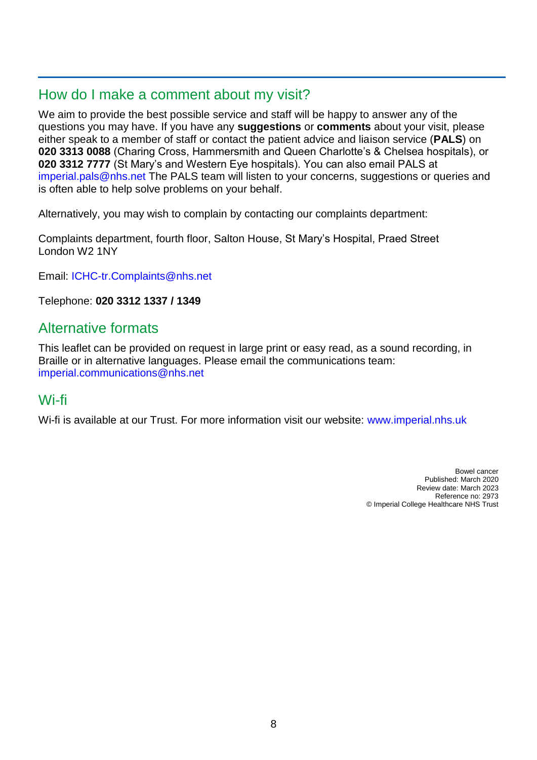## How do I make a comment about my visit?

We aim to provide the best possible service and staff will be happy to answer any of the questions you may have. If you have any **suggestions** or **comments** about your visit, please either speak to a member of staff or contact the patient advice and liaison service (**PALS**) on **020 3313 0088** (Charing Cross, Hammersmith and Queen Charlotte's & Chelsea hospitals), or **020 3312 7777** (St Mary's and Western Eye hospitals). You can also email PALS at imperial.pals@nhs.net The PALS team will listen to your concerns, suggestions or queries and is often able to help solve problems on your behalf.

Alternatively, you may wish to complain by contacting our complaints department:

Complaints department, fourth floor, Salton House, St Mary's Hospital, Praed Street
London W2 1NY

Email: ICHC-tr.Complaints@nhs.net

Telephone: **020 3312 1337 / 1349**

## Alternative formats

This leaflet can be provided on request in large print or easy read, as a sound recording, in Braille or in alternative languages. Please email the communications team: imperial.communications@nhs.net

## Wi-fi

Wi-fi is available at our Trust. For more information visit our website: www.imperial.nhs.uk

Bowel cancer
Published: March 2020
Review date: March 2023
Reference no: 2973
© Imperial College Healthcare NHS Trust